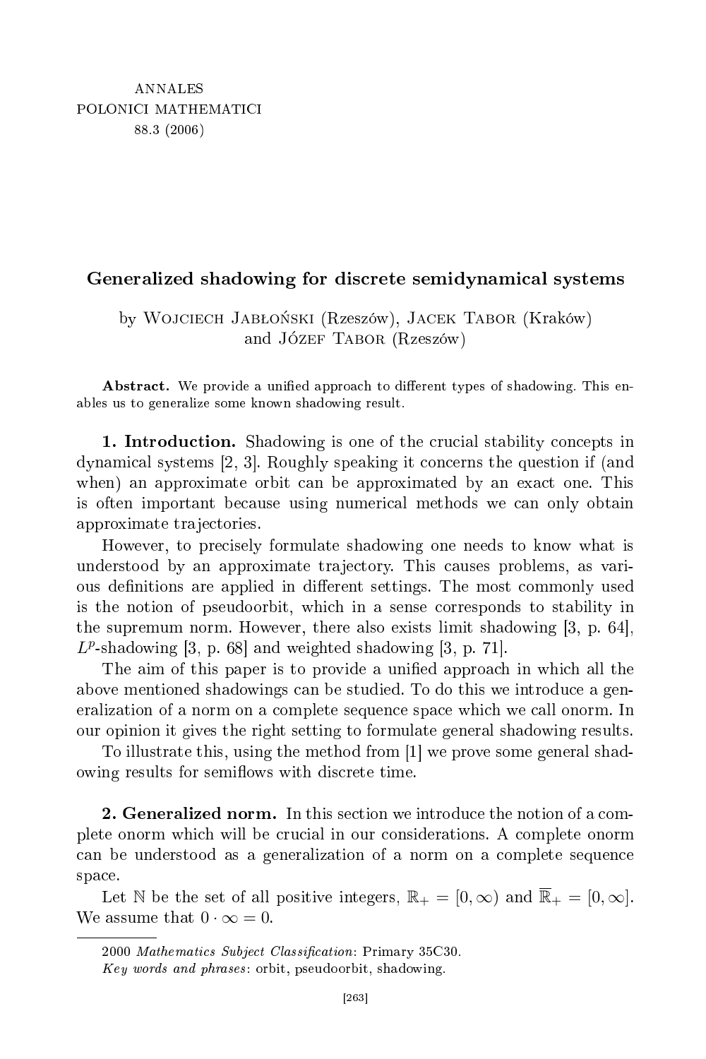ANNALES
POLONICI MATHEMATICI
88.3 (2006)

# Generalized shadowing for discrete semidynamical systems

by Wojciech Jabłoński (Rzeszów), Jacek Tabor (Kraków) and Józef Tabor (Rzeszów)

**Abstract.** We provide a unified approach to different types of shadowing. This enables us to generalize some known shadowing result.

**1. Introduction.** Shadowing is one of the crucial stability concepts in dynamical systems [2, 3]. Roughly speaking it concerns the question if (and when) an approximate orbit can be approximated by an exact one. This is often important because using numerical methods we can only obtain approximate trajectories.

However, to precisely formulate shadowing one needs to know what is understood by an approximate trajectory. This causes problems, as various definitions are applied in different settings. The most commonly used is the notion of pseudoorbit, which in a sense corresponds to stability in the supremum norm. However, there also exists limit shadowing [3, p. 64], $L^p$-shadowing [3, p. 68] and weighted shadowing [3, p. 71].

The aim of this paper is to provide a unified approach in which all the above mentioned shadowings can be studied. To do this we introduce a generalization of a norm on a complete sequence space which we call onorm. In our opinion it gives the right setting to formulate general shadowing results.

To illustrate this, using the method from [1] we prove some general shadowing results for semiflows with discrete time.

**2. Generalized norm.** In this section we introduce the notion of a complete onorm which will be crucial in our considerations. A complete onorm can be understood as a generalization of a norm on a complete sequence space.

Let $\mathbb{N}$ be the set of all positive integers, $\mathbb{R}_+ = [0, \infty)$ and $\overline{\mathbb{R}}_+ = [0, \infty]$. We assume that $0 \cdot \infty = 0$.

---

2000 *Mathematics Subject Classification*: Primary 35C30.

*Key words and phrases*: orbit, pseudoorbit, shadowing.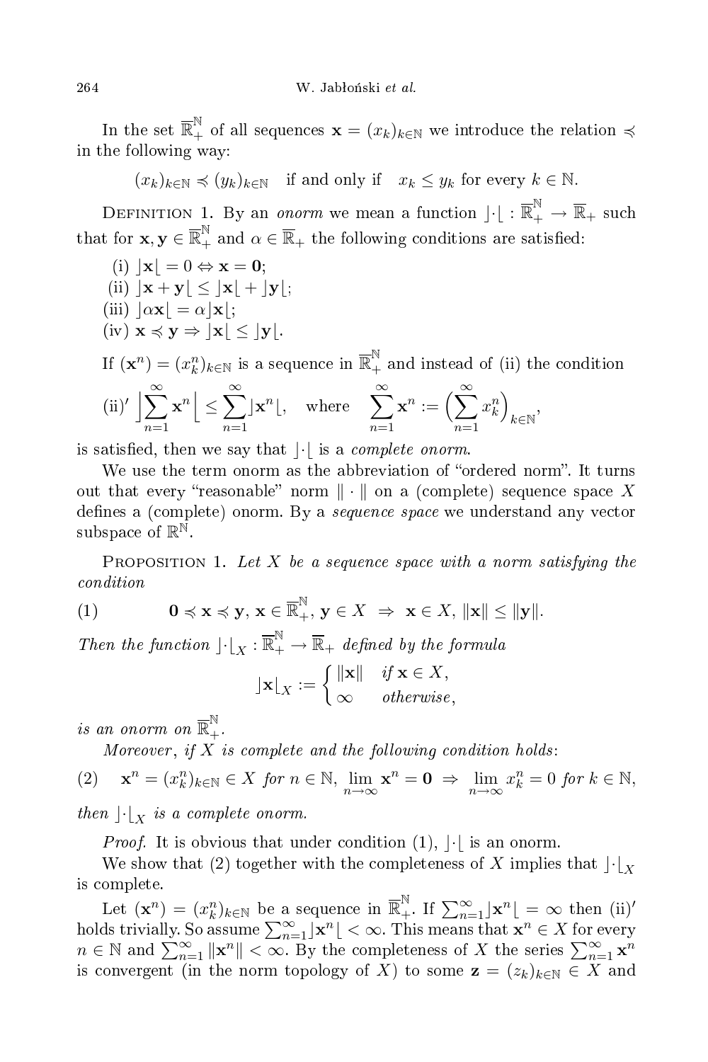In the set $\overline{\mathbb{R}}_+^{\mathbb{N}}$ of all sequences $\mathbf{x} = (x_k)_{k\in\mathbb{N}}$ we introduce the relation $\preccurlyeq$ in the following way:

$$(x_k)_{k\in\mathbb{N}} \preccurlyeq (y_k)_{k\in\mathbb{N}} \quad \text{if and only if} \quad x_k \le y_k \text{ for every } k \in \mathbb{N}.$$

Definition 1. By an *onorm* we mean a function $\rfloor\cdot\lfloor : \overline{\mathbb{R}}_+^{\mathbb{N}} \to \overline{\mathbb{R}}_+$ such that for $\mathbf{x}, \mathbf{y} \in \overline{\mathbb{R}}_+^{\mathbb{N}}$ and $\alpha \in \overline{\mathbb{R}}_+$ the following conditions are satisfied:

(i) $\rfloor\mathbf{x}\lfloor = 0 \Leftrightarrow \mathbf{x} = \mathbf{0}$;

(ii) $\rfloor\mathbf{x}+\mathbf{y}\lfloor \le \rfloor\mathbf{x}\lfloor + \rfloor\mathbf{y}\lfloor$;

(iii) $\rfloor\alpha\mathbf{x}\lfloor = \alpha\rfloor\mathbf{x}\lfloor$;

(iv) $\mathbf{x} \preccurlyeq \mathbf{y} \Rightarrow \rfloor\mathbf{x}\lfloor \le \rfloor\mathbf{y}\lfloor$.

If $(\mathbf{x}^n) = (x_k^n)_{k\in\mathbb{N}}$ is a sequence in $\overline{\mathbb{R}}_+^{\mathbb{N}}$ and instead of (ii) the condition

$$\text{(ii)}' \ \Big\rfloor \sum_{n=1}^{\infty} \mathbf{x}^n \Big\lfloor \le \sum_{n=1}^{\infty} \rfloor\mathbf{x}^n\lfloor, \quad \text{where} \quad \sum_{n=1}^{\infty} \mathbf{x}^n := \Big(\sum_{n=1}^{\infty} x_k^n\Big)_{k\in\mathbb{N}},$$

is satisfied, then we say that $\rfloor\cdot\lfloor$ is a *complete onorm*.

We use the term onorm as the abbreviation of "ordered norm". It turns out that every "reasonable" norm $\|\cdot\|$ on a (complete) sequence space $X$ defines a (complete) onorm. By a *sequence space* we understand any vector subspace of $\mathbb{R}^{\mathbb{N}}$.

Proposition 1. *Let $X$ be a sequence space with a norm satisfying the condition*

$$(1) \qquad \mathbf{0} \preccurlyeq \mathbf{x} \preccurlyeq \mathbf{y},\ \mathbf{x} \in \overline{\mathbb{R}}_+^{\mathbb{N}},\ \mathbf{y} \in X \ \Rightarrow\ \mathbf{x} \in X,\ \|\mathbf{x}\| \le \|\mathbf{y}\|.$$

*Then the function $\rfloor\cdot\lfloor_X : \overline{\mathbb{R}}_+^{\mathbb{N}} \to \overline{\mathbb{R}}_+$ defined by the formula*

$$\rfloor\mathbf{x}\lfloor_X := \begin{cases} \|\mathbf{x}\| & \text{if } \mathbf{x} \in X, \\ \infty & \text{otherwise}, \end{cases}$$

*is an onorm on $\overline{\mathbb{R}}_+^{\mathbb{N}}$.*

*Moreover, if $X$ is complete and the following condition holds:*

$$(2) \quad \mathbf{x}^n = (x_k^n)_{k\in\mathbb{N}} \in X \text{ for } n \in \mathbb{N},\ \lim_{n\to\infty} \mathbf{x}^n = \mathbf{0} \ \Rightarrow\ \lim_{n\to\infty} x_k^n = 0 \text{ for } k \in \mathbb{N},$$

*then $\rfloor\cdot\lfloor_X$ is a complete onorm.*

*Proof.* It is obvious that under condition (1), $\rfloor\cdot\lfloor$ is an onorm.

We show that (2) together with the completeness of $X$ implies that $\rfloor\cdot\lfloor_X$ is complete.

Let $(\mathbf{x}^n) = (x_k^n)_{k\in\mathbb{N}}$ be a sequence in $\overline{\mathbb{R}}_+^{\mathbb{N}}$. If $\sum_{n=1}^{\infty} \rfloor\mathbf{x}^n\lfloor = \infty$ then (ii)$'$ holds trivially. So assume $\sum_{n=1}^{\infty} \rfloor\mathbf{x}^n\lfloor < \infty$. This means that $\mathbf{x}^n \in X$ for every $n \in \mathbb{N}$ and $\sum_{n=1}^{\infty} \|\mathbf{x}^n\| < \infty$. By the completeness of $X$ the series $\sum_{n=1}^{\infty} \mathbf{x}^n$ is convergent (in the norm topology of $X$) to some $\mathbf{z} = (z_k)_{k\in\mathbb{N}} \in X$ and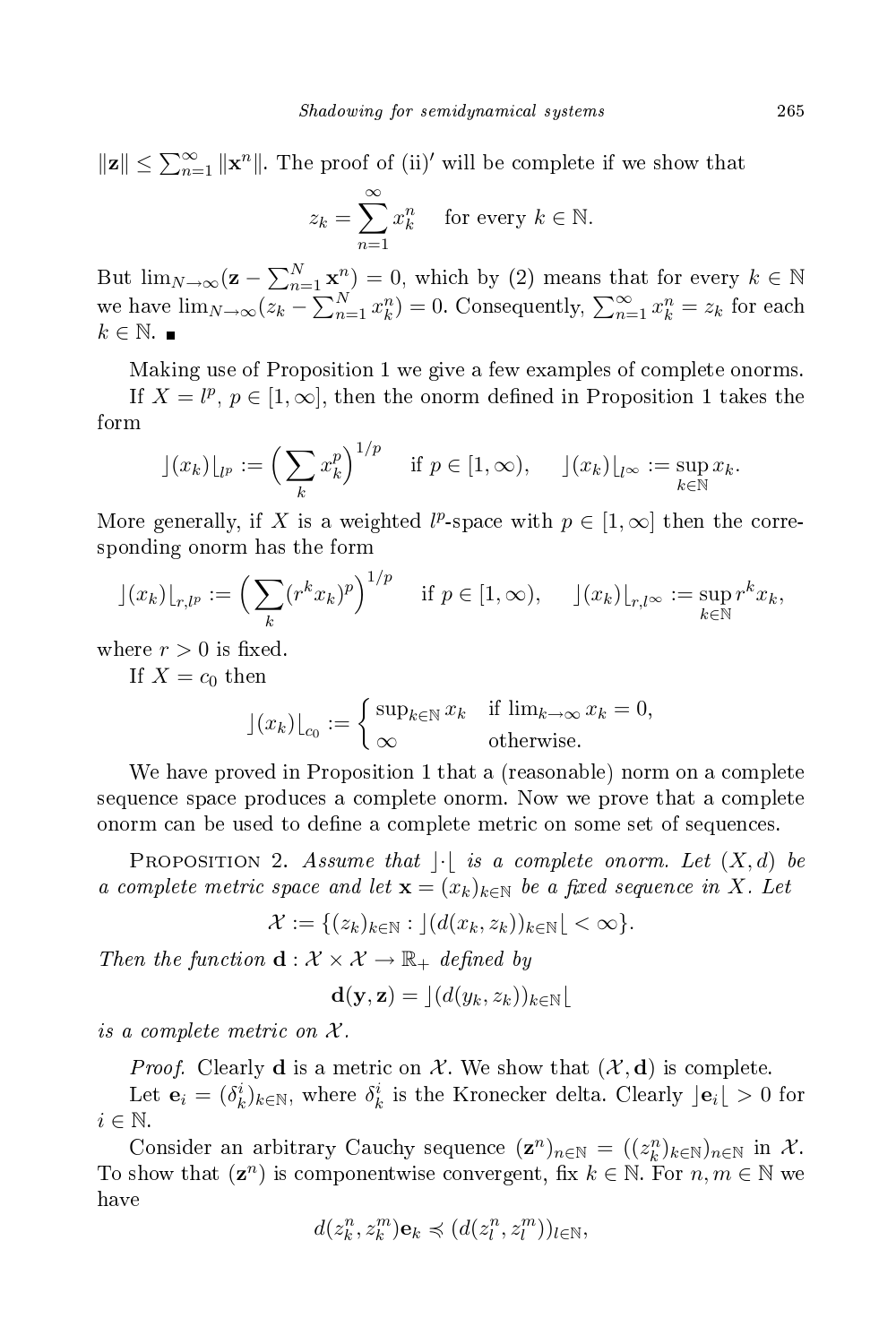$\|\mathbf{z}\| \le \sum_{n=1}^{\infty} \|\mathbf{x}^n\|$. The proof of (ii)$'$ will be complete if we show that

$$z_k = \sum_{n=1}^{\infty} x_k^n \quad \text{for every } k \in \mathbb{N}.$$

But $\lim_{N\to\infty}(\mathbf{z} - \sum_{n=1}^{N} \mathbf{x}^n) = 0$, which by (2) means that for every $k \in \mathbb{N}$ we have $\lim_{N\to\infty}(z_k - \sum_{n=1}^{N} x_k^n) = 0$. Consequently, $\sum_{n=1}^{\infty} x_k^n = z_k$ for each $k \in \mathbb{N}$. ∎

Making use of Proposition 1 we give a few examples of complete onorms.

If $X = l^p$, $p \in [1, \infty]$, then the onorm defined in Proposition 1 takes the form

$$\rfloor (x_k) \lfloor_{l^p} := \Big( \sum_k x_k^p \Big)^{1/p} \quad \text{if } p \in [1, \infty), \qquad \rfloor (x_k) \lfloor_{l^\infty} := \sup_{k\in\mathbb{N}} x_k.$$

More generally, if $X$ is a weighted $l^p$-space with $p \in [1, \infty]$ then the corresponding onorm has the form

$$\rfloor (x_k) \lfloor_{r,l^p} := \Big( \sum_k (r^k x_k)^p \Big)^{1/p} \quad \text{if } p \in [1, \infty), \qquad \rfloor (x_k) \lfloor_{r,l^\infty} := \sup_{k\in\mathbb{N}} r^k x_k,$$

where $r > 0$ is fixed.

If $X = c_0$ then

$$\rfloor (x_k) \lfloor_{c_0} := \begin{cases} \sup_{k\in\mathbb{N}} x_k & \text{if } \lim_{k\to\infty} x_k = 0, \\ \infty & \text{otherwise.} \end{cases}$$

We have proved in Proposition 1 that a (reasonable) norm on a complete sequence space produces a complete onorm. Now we prove that a complete onorm can be used to define a complete metric on some set of sequences.

Proposition 2. *Assume that* $\rfloor \cdot \lfloor$ *is a complete onorm. Let* $(X, d)$ *be a complete metric space and let* $\mathbf{x} = (x_k)_{k\in\mathbb{N}}$ *be a fixed sequence in* $X$. *Let*

$$\mathcal{X} := \{ (z_k)_{k\in\mathbb{N}} : \rfloor (d(x_k, z_k))_{k\in\mathbb{N}} \lfloor < \infty \}.$$

*Then the function* $\mathbf{d} : \mathcal{X} \times \mathcal{X} \to \mathbb{R}_+$ *defined by*

$$\mathbf{d}(\mathbf{y}, \mathbf{z}) = \rfloor (d(y_k, z_k))_{k\in\mathbb{N}} \lfloor$$

*is a complete metric on* $\mathcal{X}$.

*Proof.* Clearly $\mathbf{d}$ is a metric on $\mathcal{X}$. We show that $(\mathcal{X}, \mathbf{d})$ is complete.

Let $\mathbf{e}_i = (\delta_k^i)_{k\in\mathbb{N}}$, where $\delta_k^i$ is the Kronecker delta. Clearly $\rfloor \mathbf{e}_i \lfloor > 0$ for $i \in \mathbb{N}$.

Consider an arbitrary Cauchy sequence $(\mathbf{z}^n)_{n\in\mathbb{N}} = ((z_k^n)_{k\in\mathbb{N}})_{n\in\mathbb{N}}$ in $\mathcal{X}$. To show that $(\mathbf{z}^n)$ is componentwise convergent, fix $k \in \mathbb{N}$. For $n, m \in \mathbb{N}$ we have

$$d(z_k^n, z_k^m)\mathbf{e}_k \preccurlyeq (d(z_l^n, z_l^m))_{l\in\mathbb{N}},$$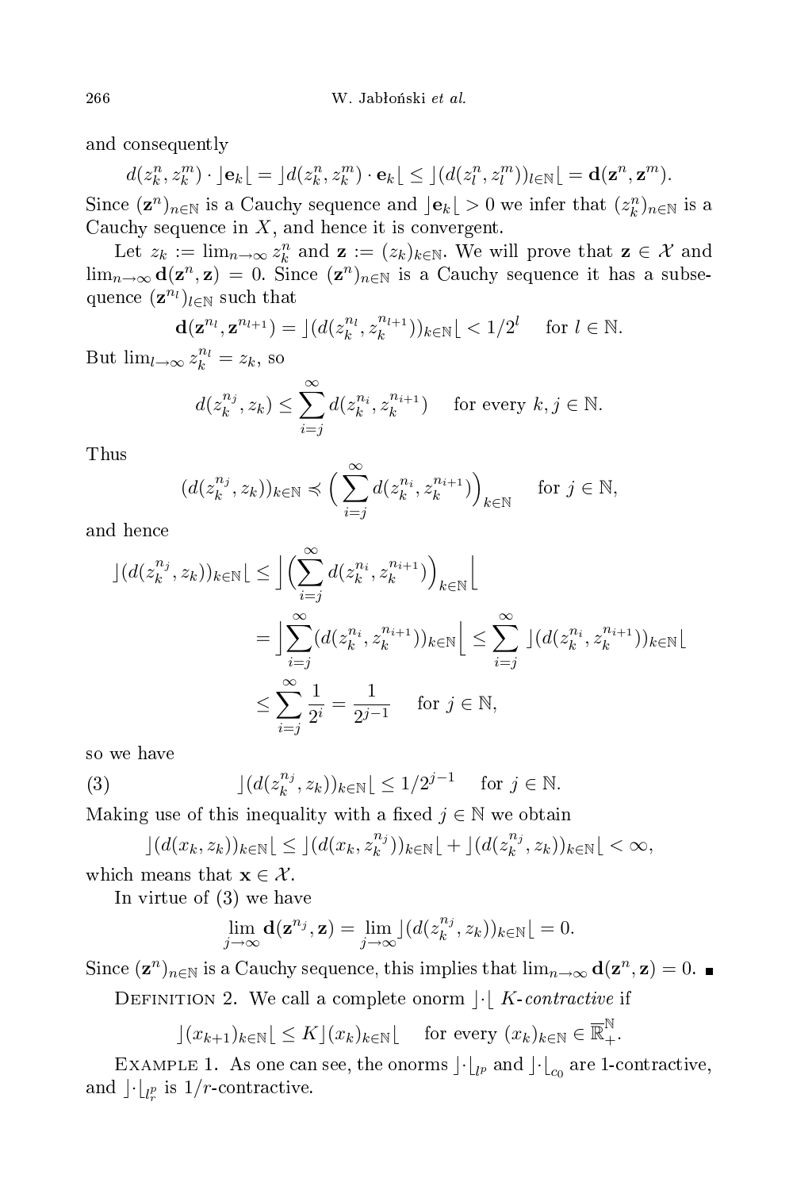and consequently

$$d(z_k^n, z_k^m) \cdot \rfloor \mathbf{e}_k \lfloor = \rfloor d(z_k^n, z_k^m) \cdot \mathbf{e}_k \lfloor \le \rfloor (d(z_l^n, z_l^m))_{l\in\mathbb{N}} \lfloor = \mathbf{d}(\mathbf{z}^n, \mathbf{z}^m).$$

Since $(\mathbf{z}^n)_{n\in\mathbb{N}}$ is a Cauchy sequence and $\rfloor \mathbf{e}_k \lfloor > 0$ we infer that $(z_k^n)_{n\in\mathbb{N}}$ is a Cauchy sequence in $X$, and hence it is convergent.

Let $z_k := \lim_{n\to\infty} z_k^n$ and $\mathbf{z} := (z_k)_{k\in\mathbb{N}}$. We will prove that $\mathbf{z} \in \mathcal{X}$ and $\lim_{n\to\infty} \mathbf{d}(\mathbf{z}^n, \mathbf{z}) = 0$. Since $(\mathbf{z}^n)_{n\in\mathbb{N}}$ is a Cauchy sequence it has a subsequence $(\mathbf{z}^{n_l})_{l\in\mathbb{N}}$ such that

$$\mathbf{d}(\mathbf{z}^{n_l}, \mathbf{z}^{n_{l+1}}) = \rfloor (d(z_k^{n_l}, z_k^{n_{l+1}}))_{k\in\mathbb{N}} \lfloor < 1/2^l \quad \text{for } l \in \mathbb{N}.$$

But $\lim_{l\to\infty} z_k^{n_l} = z_k$, so

$$d(z_k^{n_j}, z_k) \le \sum_{i=j}^{\infty} d(z_k^{n_i}, z_k^{n_{i+1}}) \quad \text{for every } k, j \in \mathbb{N}.$$

Thus

$$(d(z_k^{n_j}, z_k))_{k\in\mathbb{N}} \preccurlyeq \Big( \sum_{i=j}^{\infty} d(z_k^{n_i}, z_k^{n_{i+1}}) \Big)_{k\in\mathbb{N}} \quad \text{for } j \in \mathbb{N},$$

and hence

$$\begin{aligned}
\rfloor (d(z_k^{n_j}, z_k))_{k\in\mathbb{N}} \lfloor &\le \Big\rfloor \Big( \sum_{i=j}^{\infty} d(z_k^{n_i}, z_k^{n_{i+1}}) \Big)_{k\in\mathbb{N}} \Big\lfloor \\
&= \Big\rfloor \sum_{i=j}^{\infty} (d(z_k^{n_i}, z_k^{n_{i+1}}))_{k\in\mathbb{N}} \Big\lfloor \le \sum_{i=j}^{\infty} \rfloor (d(z_k^{n_i}, z_k^{n_{i+1}}))_{k\in\mathbb{N}} \lfloor \\
&\le \sum_{i=j}^{\infty} \frac{1}{2^i} = \frac{1}{2^{j-1}} \quad \text{for } j \in \mathbb{N},
\end{aligned}$$

so we have

$$\rfloor (d(z_k^{n_j}, z_k))_{k\in\mathbb{N}} \lfloor \le 1/2^{j-1} \quad \text{for } j \in \mathbb{N}. \tag{3}$$

Making use of this inequality with a fixed $j \in \mathbb{N}$ we obtain

$$\rfloor (d(x_k, z_k))_{k\in\mathbb{N}} \lfloor \le \rfloor (d(x_k, z_k^{n_j}))_{k\in\mathbb{N}} \lfloor + \rfloor (d(z_k^{n_j}, z_k))_{k\in\mathbb{N}} \lfloor < \infty,$$

which means that $\mathbf{x} \in \mathcal{X}$.

In virtue of (3) we have

$$\lim_{j\to\infty} \mathbf{d}(\mathbf{z}^{n_j}, \mathbf{z}) = \lim_{j\to\infty} \rfloor (d(z_k^{n_j}, z_k))_{k\in\mathbb{N}} \lfloor = 0.$$

Since $(\mathbf{z}^n)_{n\in\mathbb{N}}$ is a Cauchy sequence, this implies that $\lim_{n\to\infty} \mathbf{d}(\mathbf{z}^n, \mathbf{z}) = 0$. ∎

Definition 2. We call a complete onorm $\rfloor\cdot\lfloor$ *$K$-contractive* if

$$\rfloor (x_{k+1})_{k\in\mathbb{N}} \lfloor \le K \rfloor (x_k)_{k\in\mathbb{N}} \lfloor \quad \text{for every } (x_k)_{k\in\mathbb{N}} \in \overline{\mathbb{R}}_+^{\mathbb{N}}.$$

Example 1. As one can see, the onorms $\rfloor\cdot\lfloor_{l^p}$ and $\rfloor\cdot\lfloor_{c_0}$ are 1-contractive, and $\rfloor\cdot\lfloor_{l_r^p}$ is $1/r$-contractive.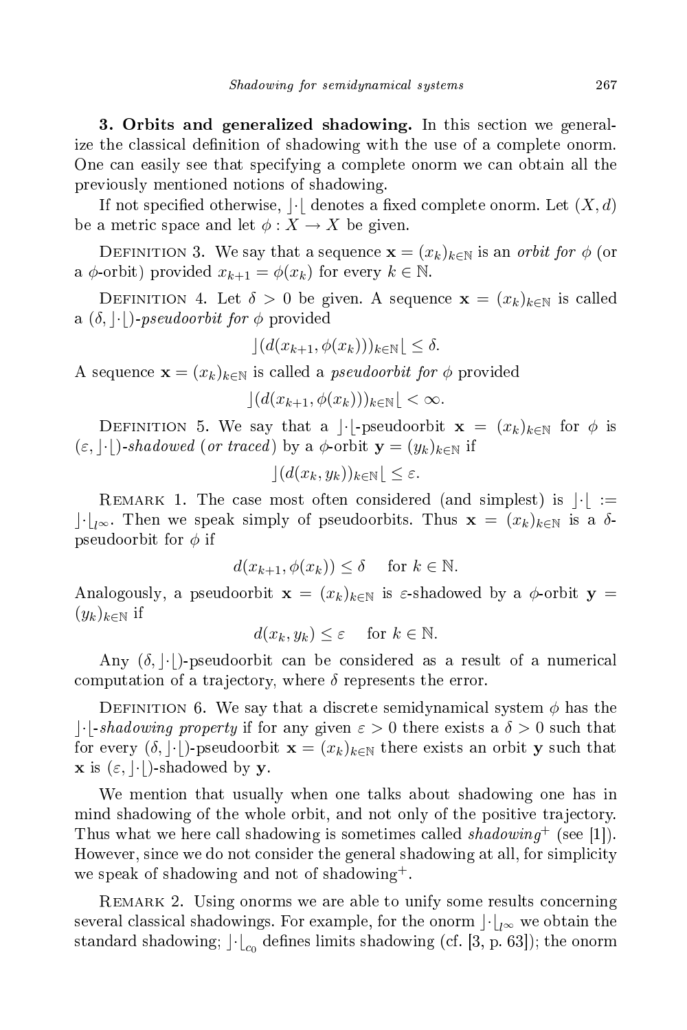**3. Orbits and generalized shadowing.** In this section we generalize the classical definition of shadowing with the use of a complete onorm. One can easily see that specifying a complete onorm we can obtain all the previously mentioned notions of shadowing.

If not specified otherwise, $\rfloor\cdot\lfloor$ denotes a fixed complete onorm. Let $(X,d)$ be a metric space and let $\phi : X \to X$ be given.

Definition 3. We say that a sequence $\mathbf{x} = (x_k)_{k\in\mathbb{N}}$ is an *orbit for* $\phi$ (or a $\phi$-orbit) provided $x_{k+1} = \phi(x_k)$ for every $k \in \mathbb{N}$.

Definition 4. Let $\delta > 0$ be given. A sequence $\mathbf{x} = (x_k)_{k\in\mathbb{N}}$ is called a $(\delta, \rfloor\cdot\lfloor)$-*pseudoorbit for* $\phi$ provided

$$\rfloor(d(x_{k+1}, \phi(x_k)))_{k\in\mathbb{N}}\lfloor \le \delta.$$

A sequence $\mathbf{x} = (x_k)_{k\in\mathbb{N}}$ is called a *pseudoorbit for* $\phi$ provided

$$\rfloor(d(x_{k+1}, \phi(x_k)))_{k\in\mathbb{N}}\lfloor < \infty.$$

Definition 5. We say that a $\rfloor\cdot\lfloor$-pseudoorbit $\mathbf{x} = (x_k)_{k\in\mathbb{N}}$ for $\phi$ is $(\varepsilon, \rfloor\cdot\lfloor)$-*shadowed* (*or traced*) by a $\phi$-orbit $\mathbf{y} = (y_k)_{k\in\mathbb{N}}$ if

$$\rfloor(d(x_k, y_k))_{k\in\mathbb{N}}\lfloor \le \varepsilon.$$

Remark 1. The case most often considered (and simplest) is $\rfloor\cdot\lfloor := \rfloor\cdot\lfloor_{l^\infty}$. Then we speak simply of pseudoorbits. Thus $\mathbf{x} = (x_k)_{k\in\mathbb{N}}$ is a $\delta$-pseudoorbit for $\phi$ if

$$d(x_{k+1}, \phi(x_k)) \le \delta \quad \text{ for } k \in \mathbb{N}.$$

Analogously, a pseudoorbit $\mathbf{x} = (x_k)_{k\in\mathbb{N}}$ is $\varepsilon$-shadowed by a $\phi$-orbit $\mathbf{y} = (y_k)_{k\in\mathbb{N}}$ if

$$d(x_k, y_k) \le \varepsilon \quad \text{ for } k \in \mathbb{N}.$$

Any $(\delta, \rfloor\cdot\lfloor)$-pseudoorbit can be considered as a result of a numerical computation of a trajectory, where $\delta$ represents the error.

Definition 6. We say that a discrete semidynamical system $\phi$ has the $\rfloor\cdot\lfloor$-*shadowing property* if for any given $\varepsilon > 0$ there exists a $\delta > 0$ such that for every $(\delta, \rfloor\cdot\lfloor)$-pseudoorbit $\mathbf{x} = (x_k)_{k\in\mathbb{N}}$ there exists an orbit $\mathbf{y}$ such that $\mathbf{x}$ is $(\varepsilon, \rfloor\cdot\lfloor)$-shadowed by $\mathbf{y}$.

We mention that usually when one talks about shadowing one has in mind shadowing of the whole orbit, and not only of the positive trajectory. Thus what we here call shadowing is sometimes called *shadowing*$^+$ (see [1]). However, since we do not consider the general shadowing at all, for simplicity we speak of shadowing and not of shadowing$^+$.

Remark 2. Using onorms we are able to unify some results concerning several classical shadowings. For example, for the onorm $\rfloor\cdot\lfloor_{l^\infty}$ we obtain the standard shadowing; $\rfloor\cdot\lfloor_{c_0}$ defines limits shadowing (cf. [3, p. 63]); the onorm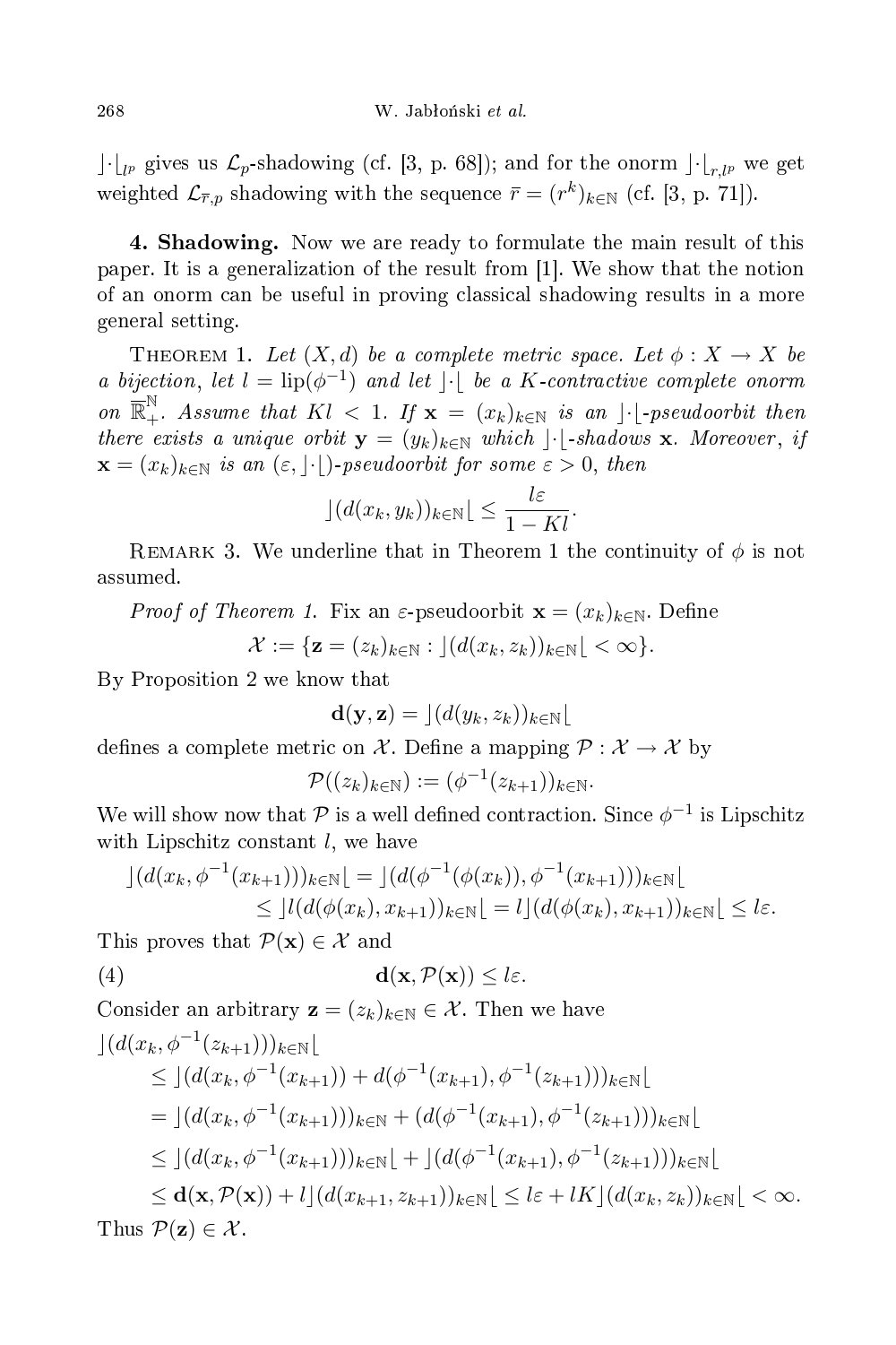$\rfloor\cdot\lfloor_{l^p}$ gives us $\mathcal{L}_p$-shadowing (cf. [3, p. 68]); and for the onorm $\rfloor\cdot\lfloor_{r,l^p}$ we get weighted $\mathcal{L}_{\bar{r},p}$ shadowing with the sequence $\bar{r} = (r^k)_{k\in\mathbb{N}}$ (cf. [3, p. 71]).

**4. Shadowing.** Now we are ready to formulate the main result of this paper. It is a generalization of the result from [1]. We show that the notion of an onorm can be useful in proving classical shadowing results in a more general setting.

THEOREM 1. *Let $(X, d)$ be a complete metric space. Let $\phi : X \to X$ be a bijection, let $l = \operatorname{lip}(\phi^{-1})$ and let $\rfloor\cdot\lfloor$ be a $K$-contractive complete onorm on $\overline{\mathbb{R}}_+^{\mathbb{N}}$. Assume that $Kl < 1$. If $\mathbf{x} = (x_k)_{k\in\mathbb{N}}$ is an $\rfloor\cdot\lfloor$-pseudoorbit then there exists a unique orbit $\mathbf{y} = (y_k)_{k\in\mathbb{N}}$ which $\rfloor\cdot\lfloor$-shadows $\mathbf{x}$. Moreover, if $\mathbf{x} = (x_k)_{k\in\mathbb{N}}$ is an $(\varepsilon, \rfloor\cdot\lfloor)$-pseudoorbit for some $\varepsilon > 0$, then*

$$\rfloor(d(x_k, y_k))_{k\in\mathbb{N}}\lfloor \le \frac{l\varepsilon}{1 - Kl}.$$

REMARK 3. We underline that in Theorem 1 the continuity of $\phi$ is not assumed.

*Proof of Theorem 1.* Fix an $\varepsilon$-pseudoorbit $\mathbf{x} = (x_k)_{k\in\mathbb{N}}$. Define

$$\mathcal{X} := \{\mathbf{z} = (z_k)_{k\in\mathbb{N}} : \rfloor(d(x_k, z_k))_{k\in\mathbb{N}}\lfloor < \infty\}.$$

By Proposition 2 we know that

$$\mathbf{d}(\mathbf{y}, \mathbf{z}) = \rfloor(d(y_k, z_k))_{k\in\mathbb{N}}\lfloor$$

defines a complete metric on $\mathcal{X}$. Define a mapping $\mathcal{P} : \mathcal{X} \to \mathcal{X}$ by

$$\mathcal{P}((z_k)_{k\in\mathbb{N}}) := (\phi^{-1}(z_{k+1}))_{k\in\mathbb{N}}.$$

We will show now that $\mathcal{P}$ is a well defined contraction. Since $\phi^{-1}$ is Lipschitz with Lipschitz constant $l$, we have

$$\begin{aligned}
\rfloor(d(x_k, \phi^{-1}(x_{k+1})))_{k\in\mathbb{N}}\lfloor &= \rfloor(d(\phi^{-1}(\phi(x_k)), \phi^{-1}(x_{k+1})))_{k\in\mathbb{N}}\lfloor \\
&\le \rfloor l(d(\phi(x_k), x_{k+1}))_{k\in\mathbb{N}}\lfloor = l\rfloor(d(\phi(x_k), x_{k+1}))_{k\in\mathbb{N}}\lfloor \le l\varepsilon.
\end{aligned}$$

This proves that $\mathcal{P}(\mathbf{x}) \in \mathcal{X}$ and

$$\mathbf{d}(\mathbf{x}, \mathcal{P}(\mathbf{x})) \le l\varepsilon. \tag{4}$$

Consider an arbitrary $\mathbf{z} = (z_k)_{k\in\mathbb{N}} \in \mathcal{X}$. Then we have

$$\begin{aligned}
&\rfloor(d(x_k, \phi^{-1}(z_{k+1})))_{k\in\mathbb{N}}\lfloor \\
&\quad \le \rfloor(d(x_k, \phi^{-1}(x_{k+1})) + d(\phi^{-1}(x_{k+1}), \phi^{-1}(z_{k+1})))_{k\in\mathbb{N}}\lfloor \\
&\quad = \rfloor(d(x_k, \phi^{-1}(x_{k+1})))_{k\in\mathbb{N}} + (d(\phi^{-1}(x_{k+1}), \phi^{-1}(z_{k+1})))_{k\in\mathbb{N}}\lfloor \\
&\quad \le \rfloor(d(x_k, \phi^{-1}(x_{k+1})))_{k\in\mathbb{N}}\lfloor + \rfloor(d(\phi^{-1}(x_{k+1}), \phi^{-1}(z_{k+1})))_{k\in\mathbb{N}}\lfloor \\
&\quad \le \mathbf{d}(\mathbf{x}, \mathcal{P}(\mathbf{x})) + l\rfloor(d(x_{k+1}, z_{k+1}))_{k\in\mathbb{N}}\lfloor \le l\varepsilon + lK\rfloor(d(x_k, z_k))_{k\in\mathbb{N}}\lfloor < \infty.
\end{aligned}$$

Thus $\mathcal{P}(\mathbf{z}) \in \mathcal{X}$.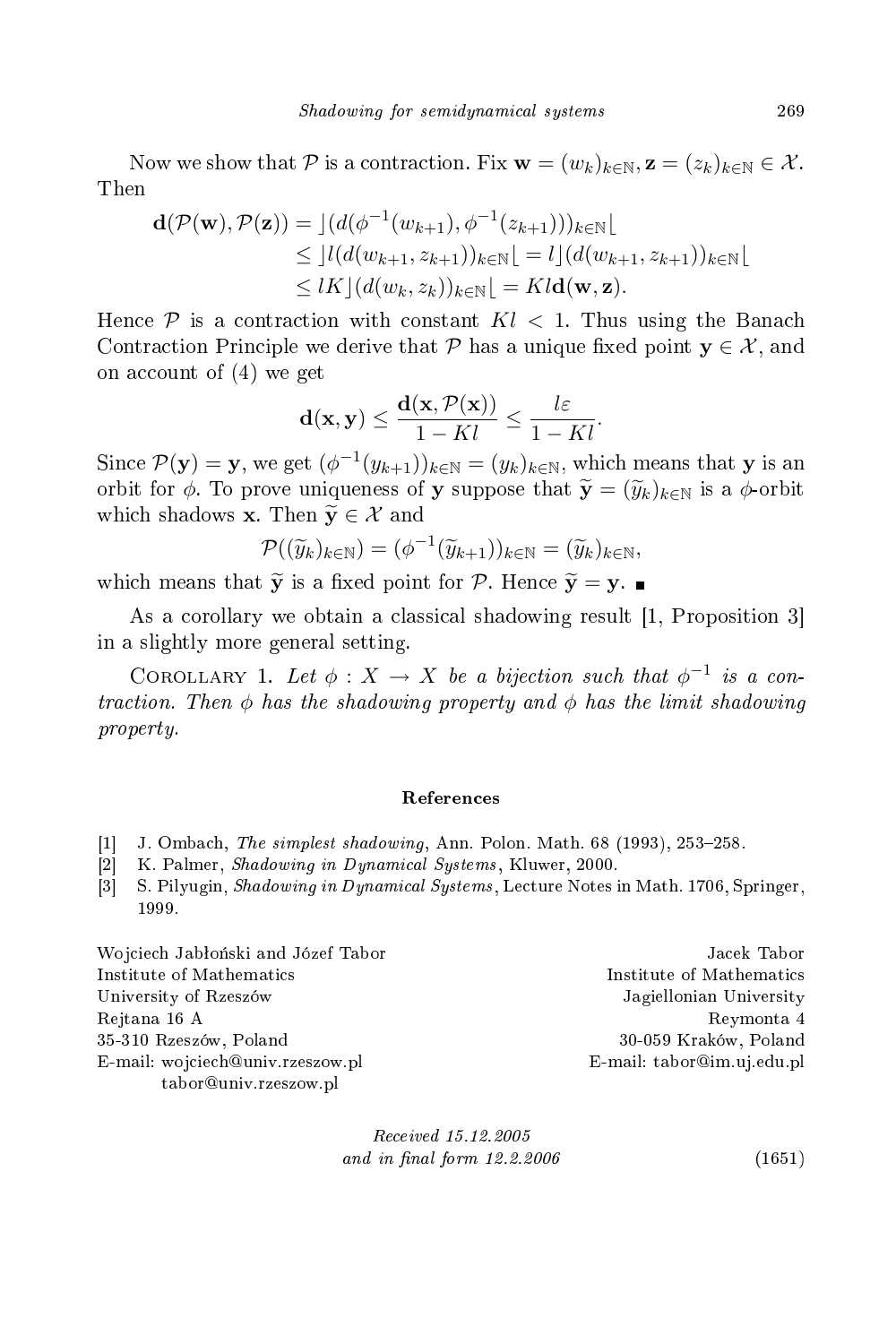Now we show that $\mathcal{P}$ is a contraction. Fix $\mathbf{w} = (w_k)_{k\in\mathbb{N}}, \mathbf{z} = (z_k)_{k\in\mathbb{N}} \in \mathcal{X}$. Then

$$\begin{aligned}
\mathbf{d}(\mathcal{P}(\mathbf{w}), \mathcal{P}(\mathbf{z})) &= \rfloor(d(\phi^{-1}(w_{k+1}), \phi^{-1}(z_{k+1})))_{k\in\mathbb{N}}\lfloor \\
&\le \rfloor l(d(w_{k+1}, z_{k+1}))_{k\in\mathbb{N}}\lfloor = l\rfloor(d(w_{k+1}, z_{k+1}))_{k\in\mathbb{N}}\lfloor \\
&\le lK\rfloor(d(w_k, z_k))_{k\in\mathbb{N}}\lfloor = Kl\mathbf{d}(\mathbf{w}, \mathbf{z}).
\end{aligned}$$

Hence $\mathcal{P}$ is a contraction with constant $Kl < 1$. Thus using the Banach Contraction Principle we derive that $\mathcal{P}$ has a unique fixed point $\mathbf{y} \in \mathcal{X}$, and on account of (4) we get

$$\mathbf{d}(\mathbf{x}, \mathbf{y}) \le \frac{\mathbf{d}(\mathbf{x}, \mathcal{P}(\mathbf{x}))}{1 - Kl} \le \frac{l\varepsilon}{1 - Kl}.$$

Since $\mathcal{P}(\mathbf{y}) = \mathbf{y}$, we get $(\phi^{-1}(y_{k+1}))_{k\in\mathbb{N}} = (y_k)_{k\in\mathbb{N}}$, which means that $\mathbf{y}$ is an orbit for $\phi$. To prove uniqueness of $\mathbf{y}$ suppose that $\widetilde{\mathbf{y}} = (\widetilde{y}_k)_{k\in\mathbb{N}}$ is a $\phi$-orbit which shadows $\mathbf{x}$. Then $\widetilde{\mathbf{y}} \in \mathcal{X}$ and

$$\mathcal{P}((\widetilde{y}_k)_{k\in\mathbb{N}}) = (\phi^{-1}(\widetilde{y}_{k+1}))_{k\in\mathbb{N}} = (\widetilde{y}_k)_{k\in\mathbb{N}},$$

which means that $\widetilde{\mathbf{y}}$ is a fixed point for $\mathcal{P}$. Hence $\widetilde{\mathbf{y}} = \mathbf{y}$. ■

As a corollary we obtain a classical shadowing result [1, Proposition 3] in a slightly more general setting.

Corollary 1. *Let $\phi : X \to X$ be a bijection such that $\phi^{-1}$ is a contraction. Then $\phi$ has the shadowing property and $\phi$ has the limit shadowing property.*

## References

[1] J. Ombach, *The simplest shadowing*, Ann. Polon. Math. 68 (1993), 253–258.

[2] K. Palmer, *Shadowing in Dynamical Systems*, Kluwer, 2000.

[3] S. Pilyugin, *Shadowing in Dynamical Systems*, Lecture Notes in Math. 1706, Springer, 1999.

Wojciech Jabłoński and Józef Tabor
Institute of Mathematics
University of Rzeszów
Rejtana 16 A
35-310 Rzeszów, Poland
E-mail: wojciech@univ.rzeszow.pl
tabor@univ.rzeszow.pl

Jacek Tabor
Institute of Mathematics
Jagiellonian University
Reymonta 4
30-059 Kraków, Poland
E-mail: tabor@im.uj.edu.pl

*Received 15.12.2005*
*and in final form 12.2.2006* (1651)